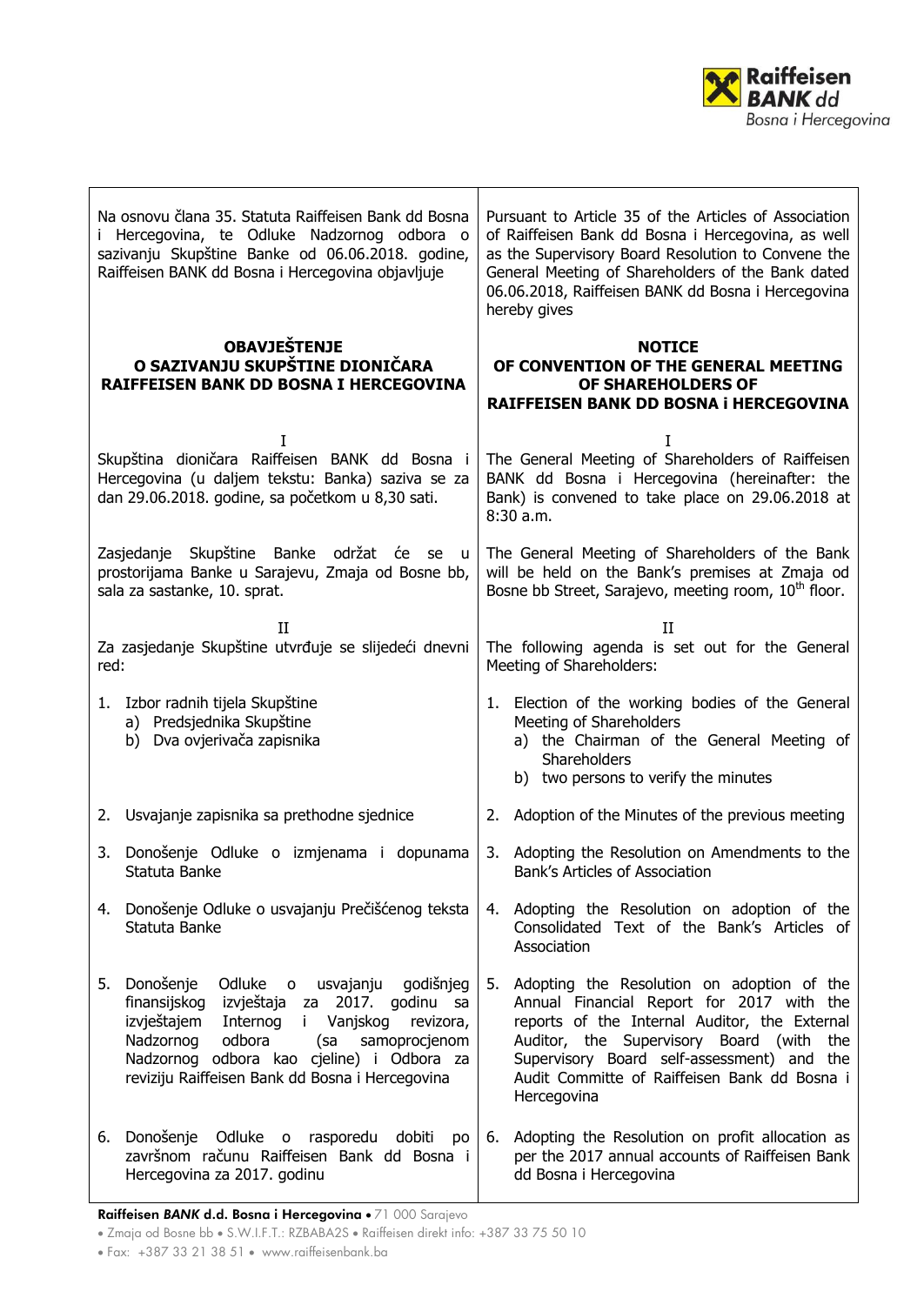| Na osnovu člana 35. Statuta Raiffeisen Bank dd Bosna i Hercegovina, te Odluke Nadzornog odbora o sazivanju Skupštine Banke od 06.06.2018. godine, Raiffeisen BANK dd Bosna i Hercegovina objavljuje | Pursuant to Article 35 of the Articles of Association of Raiffeisen Bank dd Bosna i Hercegovina, as well as the Supervisory Board Resolution to Convene the General Meeting of Shareholders of the Bank dated 06.06.2018, Raiffeisen BANK dd Bosna i Hercegovina hereby gives |
|---|---|
| **OBAVJEŠTENJE O SAZIVANJU SKUPŠTINE DIONIČARA RAIFFEISEN BANK DD BOSNA I HERCEGOVINA** | **NOTICE OF CONVENTION OF THE GENERAL MEETING OF SHAREHOLDERS OF RAIFFEISEN BANK DD BOSNA i HERCEGOVINA** |
| I<br>Skupština dioničara Raiffeisen BANK dd Bosna i Hercegovina (u daljem tekstu: Banka) saziva se za dan 29.06.2018. godine, sa početkom u 8,30 sati. | I<br>The General Meeting of Shareholders of Raiffeisen BANK dd Bosna i Hercegovina (hereinafter: the Bank) is convened to take place on 29.06.2018 at 8:30 a.m. |
| Zasjedanje Skupštine Banke održat će se u prostorijama Banke u Sarajevu, Zmaja od Bosne bb, sala za sastanke, 10. sprat. | The General Meeting of Shareholders of the Bank will be held on the Bank's premises at Zmaja od Bosne bb Street, Sarajevo, meeting room, 10th floor. |
| II<br>Za zasjedanje Skupštine utvrđuje se slijedeći dnevni red: | II<br>The following agenda is set out for the General Meeting of Shareholders: |
| 1. Izbor radnih tijela Skupštine<br>a) Predsjednika Skupštine<br>b) Dva ovjerivača zapisnika | 1. Election of the working bodies of the General Meeting of Shareholders<br>a) the Chairman of the General Meeting of Shareholders<br>b) two persons to verify the minutes |
| 2. Usvajanje zapisnika sa prethodne sjednice | 2. Adoption of the Minutes of the previous meeting |
| 3. Donošenje Odluke o izmjenama i dopunama Statuta Banke | 3. Adopting the Resolution on Amendments to the Bank's Articles of Association |
| 4. Donošenje Odluke o usvajanju Prečišćenog teksta Statuta Banke | 4. Adopting the Resolution on adoption of the Consolidated Text of the Bank's Articles of Association |
| 5. Donošenje Odluke o usvajanju godišnjeg finansijskog izvještaja za 2017. godinu sa izvještajem Internog i Vanjskog revizora, Nadzornog odbora (sa samoprocjenom Nadzornog odbora kao cjeline) i Odbora za reviziju Raiffeisen Bank dd Bosna i Hercegovina | 5. Adopting the Resolution on adoption of the Annual Financial Report for 2017 with the reports of the Internal Auditor, the External Auditor, the Supervisory Board (with the Supervisory Board self-assessment) and the Audit Committe of Raiffeisen Bank dd Bosna i Hercegovina |
| 6. Donošenje Odluke o rasporedu dobiti po završnom računu Raiffeisen Bank dd Bosna i Hercegovina za 2017. godinu | 6. Adopting the Resolution on profit allocation as per the 2017 annual accounts of Raiffeisen Bank dd Bosna i Hercegovina |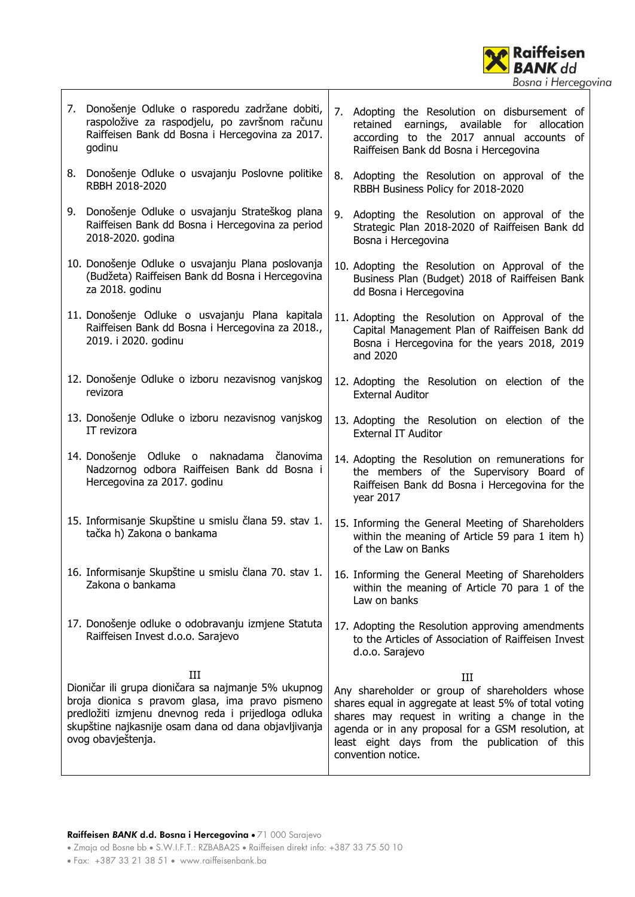| | |
|---|---|
| 7. Donošenje Odluke o rasporedu zadržane dobiti, raspoložive za raspodjelu, po završnom računu Raiffeisen Bank dd Bosna i Hercegovina za 2017. godinu | 7. Adopting the Resolution on disbursement of retained earnings, available for allocation according to the 2017 annual accounts of Raiffeisen Bank dd Bosna i Hercegovina |
| 8. Donošenje Odluke o usvajanju Poslovne politike RBBH 2018-2020 | 8. Adopting the Resolution on approval of the RBBH Business Policy for 2018-2020 |
| 9. Donošenje Odluke o usvajanju Strateškog plana Raiffeisen Bank dd Bosna i Hercegovina za period 2018-2020. godina | 9. Adopting the Resolution on approval of the Strategic Plan 2018-2020 of Raiffeisen Bank dd Bosna i Hercegovina |
| 10. Donošenje Odluke o usvajanju Plana poslovanja (Budžeta) Raiffeisen Bank dd Bosna i Hercegovina za 2018. godinu | 10. Adopting the Resolution on Approval of the Business Plan (Budget) 2018 of Raiffeisen Bank dd Bosna i Hercegovina |
| 11. Donošenje Odluke o usvajanju Plana kapitala Raiffeisen Bank dd Bosna i Hercegovina za 2018., 2019. i 2020. godinu | 11. Adopting the Resolution on Approval of the Capital Management Plan of Raiffeisen Bank dd Bosna i Hercegovina for the years 2018, 2019 and 2020 |
| 12. Donošenje Odluke o izboru nezavisnog vanjskog revizora | 12. Adopting the Resolution on election of the External Auditor |
| 13. Donošenje Odluke o izboru nezavisnog vanjskog IT revizora | 13. Adopting the Resolution on election of the External IT Auditor |
| 14. Donošenje Odluke o naknadama članovima Nadzornog odbora Raiffeisen Bank dd Bosna i Hercegovina za 2017. godinu | 14. Adopting the Resolution on remunerations for the members of the Supervisory Board of Raiffeisen Bank dd Bosna i Hercegovina for the year 2017 |
| 15. Informisanje Skupštine u smislu člana 59. stav 1. tačka h) Zakona o bankama | 15. Informing the General Meeting of Shareholders within the meaning of Article 59 para 1 item h) of the Law on Banks |
| 16. Informisanje Skupštine u smislu člana 70. stav 1. Zakona o bankama | 16. Informing the General Meeting of Shareholders within the meaning of Article 70 para 1 of the Law on banks |
| 17. Donošenje odluke o odobravanju izmjene Statuta Raiffeisen Invest d.o.o. Sarajevo | 17. Adopting the Resolution approving amendments to the Articles of Association of Raiffeisen Invest d.o.o. Sarajevo |
| III<br>Dioničar ili grupa dioničara sa najmanje 5% ukupnog broja dionica s pravom glasa, ima pravo pismeno predložiti izmjenu dnevnog reda i prijedloga odluka skupštine najkasnije osam dana od dana objavljivanja ovog obavještenja. | III<br>Any shareholder or group of shareholders whose shares equal in aggregate at least 5% of total voting shares may request in writing a change in the agenda or in any proposal for a GSM resolution, at least eight days from the publication of this convention notice. |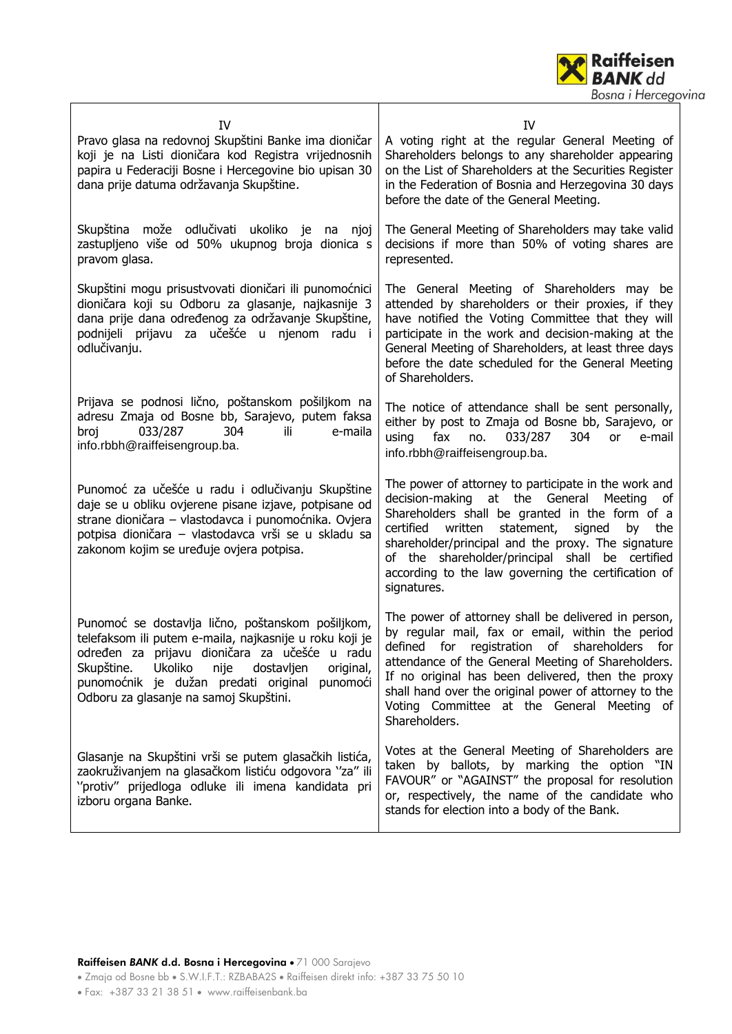| IV | IV |
|---|---|
| Pravo glasa na redovnoj Skupštini Banke ima dioničar koji je na Listi dioničara kod Registra vrijednosnih papira u Federaciji Bosne i Hercegovine bio upisan 30 dana prije datuma održavanja Skupštine. | A voting right at the regular General Meeting of Shareholders belongs to any shareholder appearing on the List of Shareholders at the Securities Register in the Federation of Bosnia and Herzegovina 30 days before the date of the General Meeting. |
| Skupština može odlučivati ukoliko je na njoj zastupljeno više od 50% ukupnog broja dionica s pravom glasa. | The General Meeting of Shareholders may take valid decisions if more than 50% of voting shares are represented. |
| Skupštini mogu prisustvovati dioničari ili punomoćnici dioničara koji su Odboru za glasanje, najkasnije 3 dana prije dana određenog za održavanje Skupštine, podnijeli prijavu za učešće u njenom radu i odlučivanju. | The General Meeting of Shareholders may be attended by shareholders or their proxies, if they have notified the Voting Committee that they will participate in the work and decision-making at the General Meeting of Shareholders, at least three days before the date scheduled for the General Meeting of Shareholders. |
| Prijava se podnosi lično, poštanskom pošiljkom na adresu Zmaja od Bosne bb, Sarajevo, putem faksa broj 033/287 304 ili e-maila info.rbbh@raiffeisengroup.ba. | The notice of attendance shall be sent personally, either by post to Zmaja od Bosne bb, Sarajevo, or using fax no. 033/287 304 or e-mail info.rbbh@raiffeisengroup.ba. |
| Punomoć za učešće u radu i odlučivanju Skupštine daje se u obliku ovjerene pisane izjave, potpisane od strane dioničara – vlastodavca i punomoćnika. Ovjera potpisa dioničara – vlastodavca vrši se u skladu sa zakonom kojim se uređuje ovjera potpisa. | The power of attorney to participate in the work and decision-making at the General Meeting of Shareholders shall be granted in the form of a certified written statement, signed by the shareholder/principal and the proxy. The signature of the shareholder/principal shall be certified according to the law governing the certification of signatures. |
| Punomoć se dostavlja lično, poštanskom pošiljkom, telefaksom ili putem e-maila, najkasnije u roku koji je određen za prijavu dioničara za učešće u radu Skupštine. Ukoliko nije dostavljen original, punomoćnik je dužan predati original punomoći Odboru za glasanje na samoj Skupštini. | The power of attorney shall be delivered in person, by regular mail, fax or email, within the period defined for registration of shareholders for attendance of the General Meeting of Shareholders. If no original has been delivered, then the proxy shall hand over the original power of attorney to the Voting Committee at the General Meeting of Shareholders. |
| Glasanje na Skupštini vrši se putem glasačkih listića, zaokruživanjem na glasačkom listiću odgovora ''za'' ili ''protiv'' prijedloga odluke ili imena kandidata pri izboru organa Banke. | Votes at the General Meeting of Shareholders are taken by ballots, by marking the option "IN FAVOUR" or "AGAINST" the proposal for resolution or, respectively, the name of the candidate who stands for election into a body of the Bank. |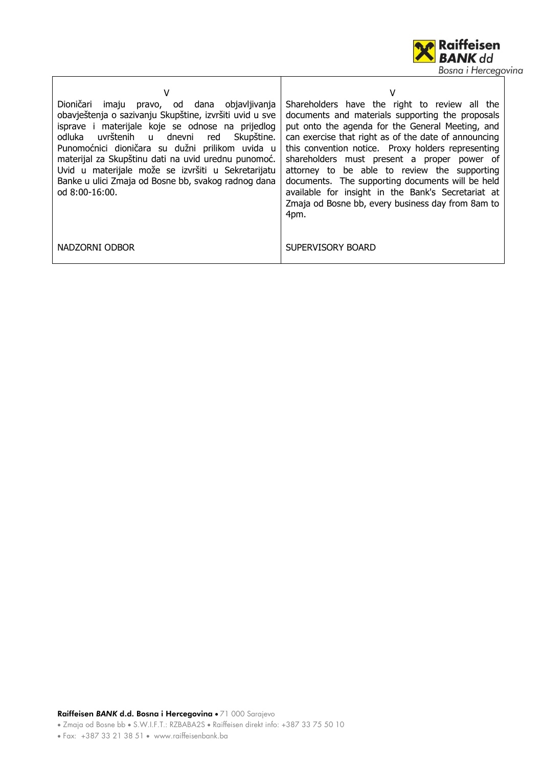| | |
|---|---|
| V<br>Dioničari imaju pravo, od dana objavljivanja obavještenja o sazivanju Skupštine, izvršiti uvid u sve isprave i materijale koje se odnose na prijedlog odluka uvrštenih u dnevni red Skupštine. Punomoćnici dioničara su dužni prilikom uvida u materijal za Skupštinu dati na uvid urednu punomoć. Uvid u materijale može se izvršiti u Sekretarijatu Banke u ulici Zmaja od Bosne bb, svakog radnog dana od 8:00-16:00. | V<br>Shareholders have the right to review all the documents and materials supporting the proposals put onto the agenda for the General Meeting, and can exercise that right as of the date of announcing this convention notice. Proxy holders representing shareholders must present a proper power of attorney to be able to review the supporting documents. The supporting documents will be held available for insight in the Bank's Secretariat at Zmaja od Bosne bb, every business day from 8am to 4pm. |
| NADZORNI ODBOR | SUPERVISORY BOARD |